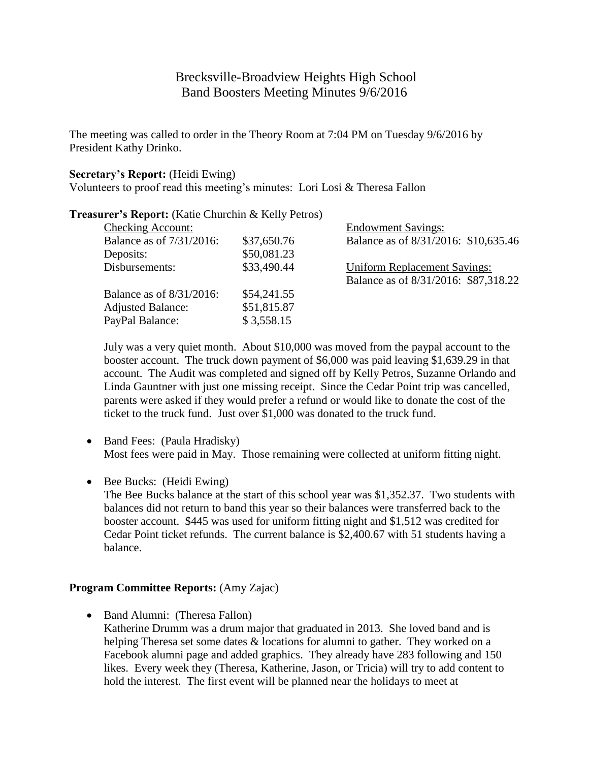# Brecksville-Broadview Heights High School
## Band Boosters Meeting Minutes 9/6/2016

The meeting was called to order in the Theory Room at 7:04 PM on Tuesday 9/6/2016 by President Kathy Drinko.

**Secretary's Report:** (Heidi Ewing)
Volunteers to proof read this meeting's minutes: Lori Losi & Theresa Fallon

**Treasurer's Report:** (Katie Churchin & Kelly Petros)

| Checking Account: | |
|---|---|
| Balance as of 7/31/2016: | $37,650.76 |
| Deposits: | $50,081.23 |
| Disbursements: | $33,490.44 |
| Balance as of 8/31/2016: | $54,241.55 |
| Adjusted Balance: | $51,815.87 |
| PayPal Balance: | $ 3,558.15 |

Endowment Savings:
Balance as of 8/31/2016: $10,635.46

Uniform Replacement Savings:
Balance as of 8/31/2016: $87,318.22

July was a very quiet month. About $10,000 was moved from the paypal account to the booster account. The truck down payment of $6,000 was paid leaving $1,639.29 in that account. The Audit was completed and signed off by Kelly Petros, Suzanne Orlando and Linda Gauntner with just one missing receipt. Since the Cedar Point trip was cancelled, parents were asked if they would prefer a refund or would like to donate the cost of the ticket to the truck fund. Just over $1,000 was donated to the truck fund.

- Band Fees: (Paula Hradisky)
  Most fees were paid in May. Those remaining were collected at uniform fitting night.

- Bee Bucks: (Heidi Ewing)
  The Bee Bucks balance at the start of this school year was $1,352.37. Two students with balances did not return to band this year so their balances were transferred back to the booster account. $445 was used for uniform fitting night and $1,512 was credited for Cedar Point ticket refunds. The current balance is $2,400.67 with 51 students having a balance.

**Program Committee Reports:** (Amy Zajac)

- Band Alumni: (Theresa Fallon)
  Katherine Drumm was a drum major that graduated in 2013. She loved band and is helping Theresa set some dates & locations for alumni to gather. They worked on a Facebook alumni page and added graphics. They already have 283 following and 150 likes. Every week they (Theresa, Katherine, Jason, or Tricia) will try to add content to hold the interest. The first event will be planned near the holidays to meet at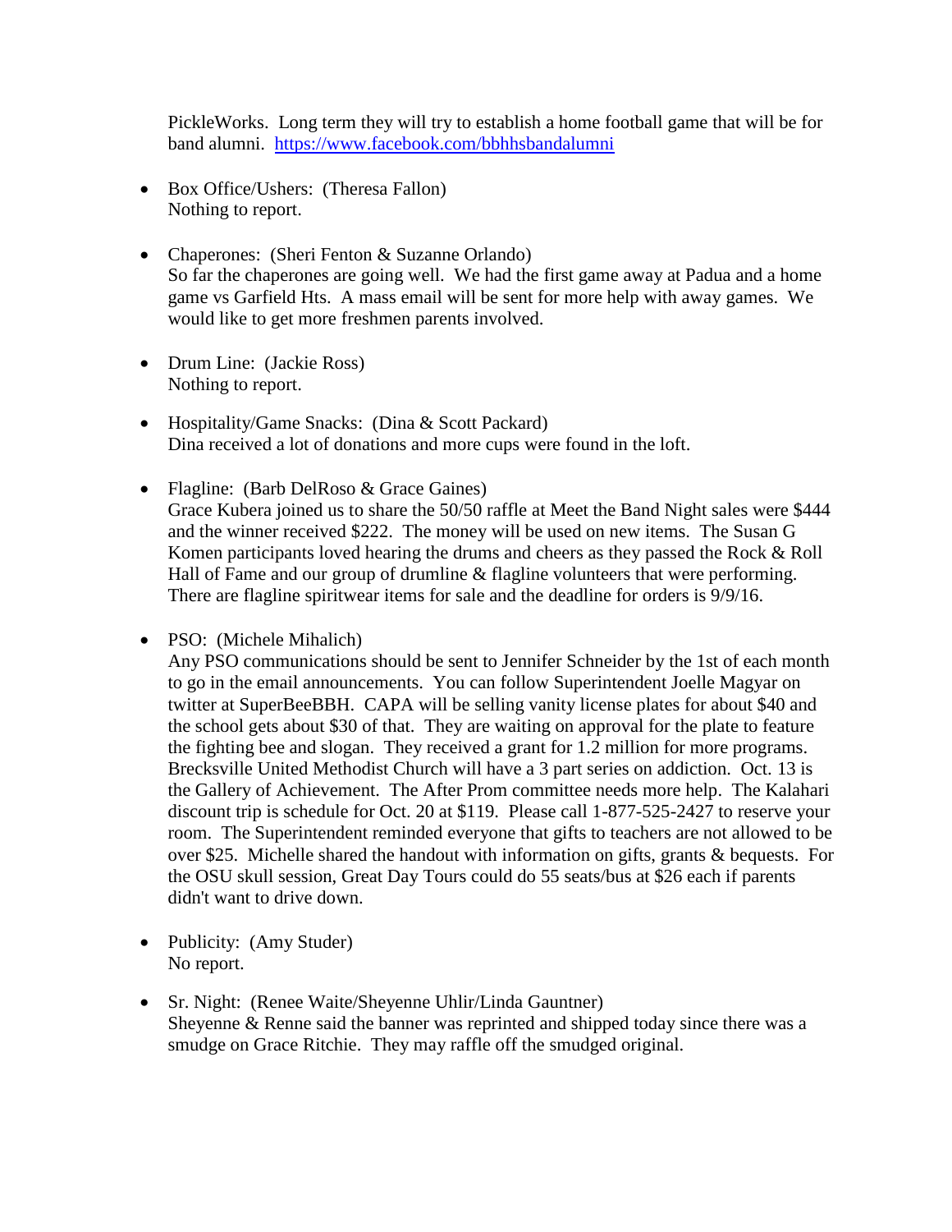PickleWorks. Long term they will try to establish a home football game that will be for band alumni. https://www.facebook.com/bbhhsbandalumni

- Box Office/Ushers: (Theresa Fallon)
  Nothing to report.

- Chaperones: (Sheri Fenton & Suzanne Orlando)
  So far the chaperones are going well. We had the first game away at Padua and a home game vs Garfield Hts. A mass email will be sent for more help with away games. We would like to get more freshmen parents involved.

- Drum Line: (Jackie Ross)
  Nothing to report.

- Hospitality/Game Snacks: (Dina & Scott Packard)
  Dina received a lot of donations and more cups were found in the loft.

- Flagline: (Barb DelRoso & Grace Gaines)
  Grace Kubera joined us to share the 50/50 raffle at Meet the Band Night sales were $444 and the winner received $222. The money will be used on new items. The Susan G Komen participants loved hearing the drums and cheers as they passed the Rock & Roll Hall of Fame and our group of drumline & flagline volunteers that were performing. There are flagline spiritwear items for sale and the deadline for orders is 9/9/16.

- PSO: (Michele Mihalich)
  Any PSO communications should be sent to Jennifer Schneider by the 1st of each month to go in the email announcements. You can follow Superintendent Joelle Magyar on twitter at SuperBeeBBH. CAPA will be selling vanity license plates for about $40 and the school gets about $30 of that. They are waiting on approval for the plate to feature the fighting bee and slogan. They received a grant for 1.2 million for more programs. Brecksville United Methodist Church will have a 3 part series on addiction. Oct. 13 is the Gallery of Achievement. The After Prom committee needs more help. The Kalahari discount trip is schedule for Oct. 20 at $119. Please call 1-877-525-2427 to reserve your room. The Superintendent reminded everyone that gifts to teachers are not allowed to be over $25. Michelle shared the handout with information on gifts, grants & bequests. For the OSU skull session, Great Day Tours could do 55 seats/bus at $26 each if parents didn't want to drive down.

- Publicity: (Amy Studer)
  No report.

- Sr. Night: (Renee Waite/Sheyenne Uhlir/Linda Gauntner)
  Sheyenne & Renne said the banner was reprinted and shipped today since there was a smudge on Grace Ritchie. They may raffle off the smudged original.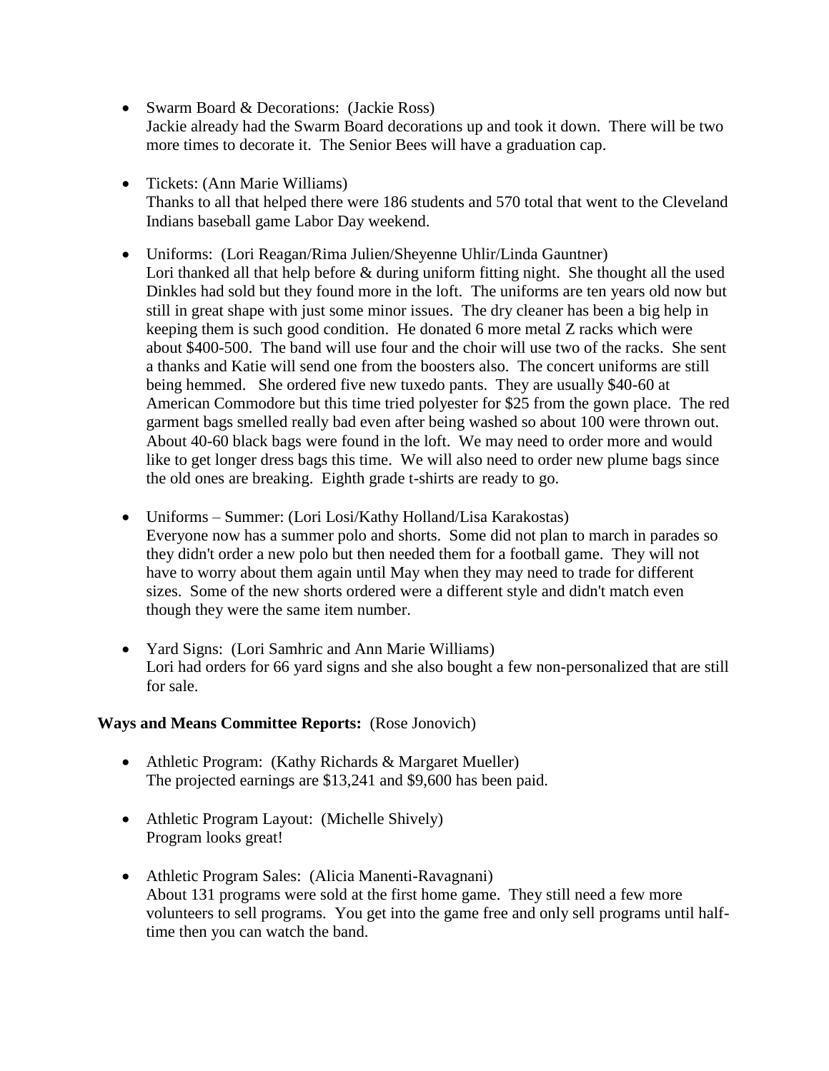- Swarm Board & Decorations: (Jackie Ross)
  Jackie already had the Swarm Board decorations up and took it down. There will be two more times to decorate it. The Senior Bees will have a graduation cap.

- Tickets: (Ann Marie Williams)
  Thanks to all that helped there were 186 students and 570 total that went to the Cleveland Indians baseball game Labor Day weekend.

- Uniforms: (Lori Reagan/Rima Julien/Sheyenne Uhlir/Linda Gauntner)
  Lori thanked all that help before & during uniform fitting night. She thought all the used Dinkles had sold but they found more in the loft. The uniforms are ten years old now but still in great shape with just some minor issues. The dry cleaner has been a big help in keeping them is such good condition. He donated 6 more metal Z racks which were about $400-500. The band will use four and the choir will use two of the racks. She sent a thanks and Katie will send one from the boosters also. The concert uniforms are still being hemmed. She ordered five new tuxedo pants. They are usually $40-60 at American Commodore but this time tried polyester for $25 from the gown place. The red garment bags smelled really bad even after being washed so about 100 were thrown out. About 40-60 black bags were found in the loft. We may need to order more and would like to get longer dress bags this time. We will also need to order new plume bags since the old ones are breaking. Eighth grade t-shirts are ready to go.

- Uniforms – Summer: (Lori Losi/Kathy Holland/Lisa Karakostas)
  Everyone now has a summer polo and shorts. Some did not plan to march in parades so they didn't order a new polo but then needed them for a football game. They will not have to worry about them again until May when they may need to trade for different sizes. Some of the new shorts ordered were a different style and didn't match even though they were the same item number.

- Yard Signs: (Lori Samhric and Ann Marie Williams)
  Lori had orders for 66 yard signs and she also bought a few non-personalized that are still for sale.

**Ways and Means Committee Reports:** (Rose Jonovich)

- Athletic Program: (Kathy Richards & Margaret Mueller)
  The projected earnings are $13,241 and $9,600 has been paid.

- Athletic Program Layout: (Michelle Shively)
  Program looks great!

- Athletic Program Sales: (Alicia Manenti-Ravagnani)
  About 131 programs were sold at the first home game. They still need a few more volunteers to sell programs. You get into the game free and only sell programs until half-time then you can watch the band.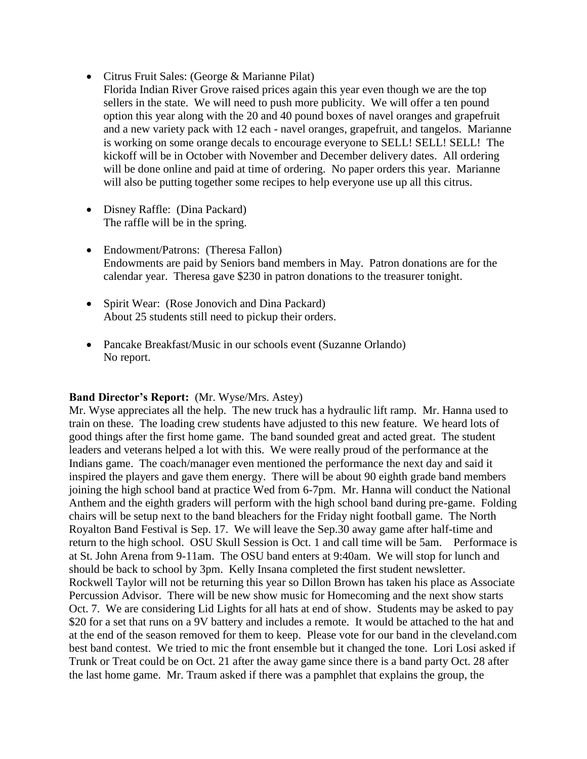- Citrus Fruit Sales: (George & Marianne Pilat)
  Florida Indian River Grove raised prices again this year even though we are the top sellers in the state. We will need to push more publicity. We will offer a ten pound option this year along with the 20 and 40 pound boxes of navel oranges and grapefruit and a new variety pack with 12 each - navel oranges, grapefruit, and tangelos. Marianne is working on some orange decals to encourage everyone to SELL! SELL! SELL! The kickoff will be in October with November and December delivery dates. All ordering will be done online and paid at time of ordering. No paper orders this year. Marianne will also be putting together some recipes to help everyone use up all this citrus.

- Disney Raffle: (Dina Packard)
  The raffle will be in the spring.

- Endowment/Patrons: (Theresa Fallon)
  Endowments are paid by Seniors band members in May. Patron donations are for the calendar year. Theresa gave $230 in patron donations to the treasurer tonight.

- Spirit Wear: (Rose Jonovich and Dina Packard)
  About 25 students still need to pickup their orders.

- Pancake Breakfast/Music in our schools event (Suzanne Orlando)
  No report.

**Band Director's Report:** (Mr. Wyse/Mrs. Astey)
Mr. Wyse appreciates all the help. The new truck has a hydraulic lift ramp. Mr. Hanna used to train on these. The loading crew students have adjusted to this new feature. We heard lots of good things after the first home game. The band sounded great and acted great. The student leaders and veterans helped a lot with this. We were really proud of the performance at the Indians game. The coach/manager even mentioned the performance the next day and said it inspired the players and gave them energy. There will be about 90 eighth grade band members joining the high school band at practice Wed from 6-7pm. Mr. Hanna will conduct the National Anthem and the eighth graders will perform with the high school band during pre-game. Folding chairs will be setup next to the band bleachers for the Friday night football game. The North Royalton Band Festival is Sep. 17. We will leave the Sep.30 away game after half-time and return to the high school. OSU Skull Session is Oct. 1 and call time will be 5am. Performace is at St. John Arena from 9-11am. The OSU band enters at 9:40am. We will stop for lunch and should be back to school by 3pm. Kelly Insana completed the first student newsletter. Rockwell Taylor will not be returning this year so Dillon Brown has taken his place as Associate Percussion Advisor. There will be new show music for Homecoming and the next show starts Oct. 7. We are considering Lid Lights for all hats at end of show. Students may be asked to pay $20 for a set that runs on a 9V battery and includes a remote. It would be attached to the hat and at the end of the season removed for them to keep. Please vote for our band in the cleveland.com best band contest. We tried to mic the front ensemble but it changed the tone. Lori Losi asked if Trunk or Treat could be on Oct. 21 after the away game since there is a band party Oct. 28 after the last home game. Mr. Traum asked if there was a pamphlet that explains the group, the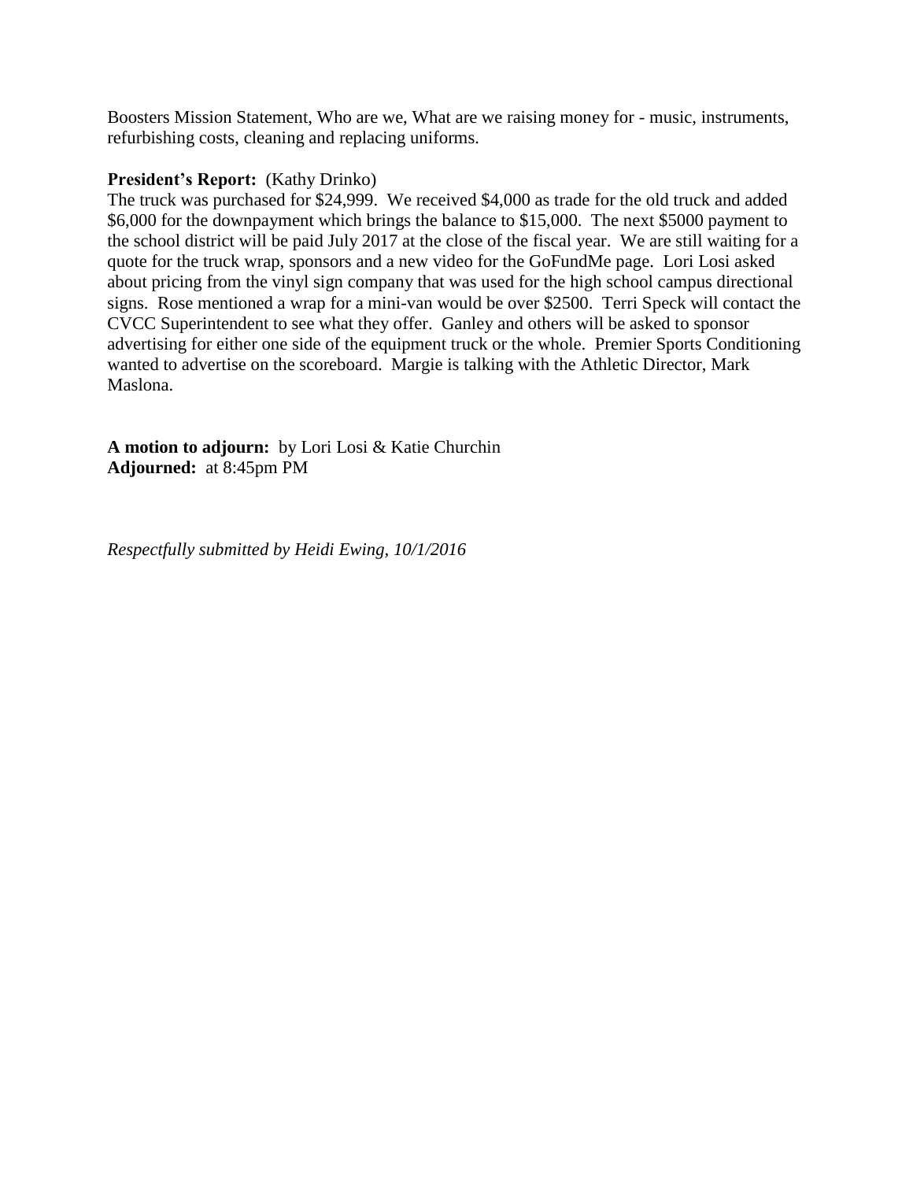Boosters Mission Statement, Who are we, What are we raising money for - music, instruments, refurbishing costs, cleaning and replacing uniforms.

**President's Report:** (Kathy Drinko)
The truck was purchased for $24,999. We received $4,000 as trade for the old truck and added $6,000 for the downpayment which brings the balance to $15,000. The next $5000 payment to the school district will be paid July 2017 at the close of the fiscal year. We are still waiting for a quote for the truck wrap, sponsors and a new video for the GoFundMe page. Lori Losi asked about pricing from the vinyl sign company that was used for the high school campus directional signs. Rose mentioned a wrap for a mini-van would be over $2500. Terri Speck will contact the CVCC Superintendent to see what they offer. Ganley and others will be asked to sponsor advertising for either one side of the equipment truck or the whole. Premier Sports Conditioning wanted to advertise on the scoreboard. Margie is talking with the Athletic Director, Mark Maslona.

**A motion to adjourn:** by Lori Losi & Katie Churchin
**Adjourned:** at 8:45pm PM

*Respectfully submitted by Heidi Ewing, 10/1/2016*